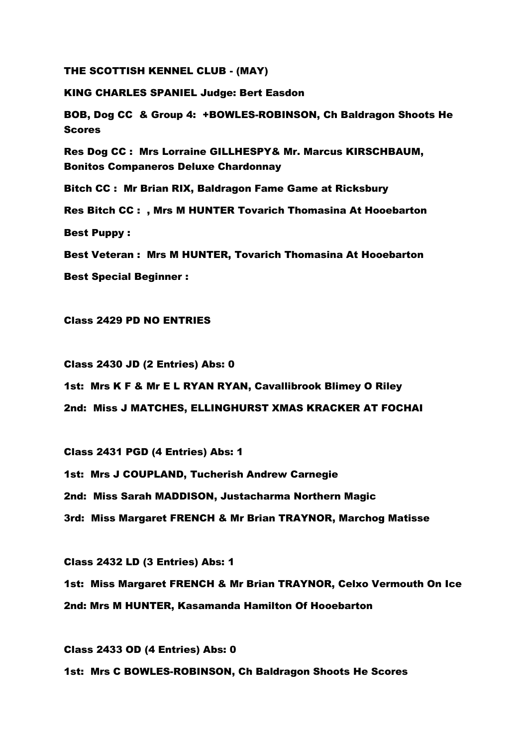**THE SCOTTISH KENNEL CLUB - (MAY)**

**KING CHARLES SPANIEL Judge: Bert Easdon**

**BOB, Dog CC & Group 4: +BOWLES-ROBINSON, Ch Baldragon Shoots He Scores**

**Res Dog CC : Mrs Lorraine GILLHESPY& Mr. Marcus KIRSCHBAUM, Bonitos Companeros Deluxe Chardonnay**

**Bitch CC : Mr Brian RIX, Baldragon Fame Game at Ricksbury**

**Res Bitch CC : , Mrs M HUNTER Tovarich Thomasina At Hooebarton**

**Best Puppy :**

**Best Veteran : Mrs M HUNTER, Tovarich Thomasina At Hooebarton**

**Best Special Beginner :**

**Class 2429 PD NO ENTRIES**

**Class 2430 JD (2 Entries) Abs: 0**

**1st: Mrs K F & Mr E L RYAN RYAN, Cavallibrook Blimey O Riley**

**2nd: Miss J MATCHES, ELLINGHURST XMAS KRACKER AT FOCHAI**

**Class 2431 PGD (4 Entries) Abs: 1**

**1st: Mrs J COUPLAND, Tucherish Andrew Carnegie**

**2nd: Miss Sarah MADDISON, Justacharma Northern Magic**

**3rd: Miss Margaret FRENCH & Mr Brian TRAYNOR, Marchog Matisse**

**Class 2432 LD (3 Entries) Abs: 1**

**1st: Miss Margaret FRENCH & Mr Brian TRAYNOR, Celxo Vermouth On Ice**

**2nd: Mrs M HUNTER, Kasamanda Hamilton Of Hooebarton**

**Class 2433 OD (4 Entries) Abs: 0**

**1st: Mrs C BOWLES-ROBINSON, Ch Baldragon Shoots He Scores**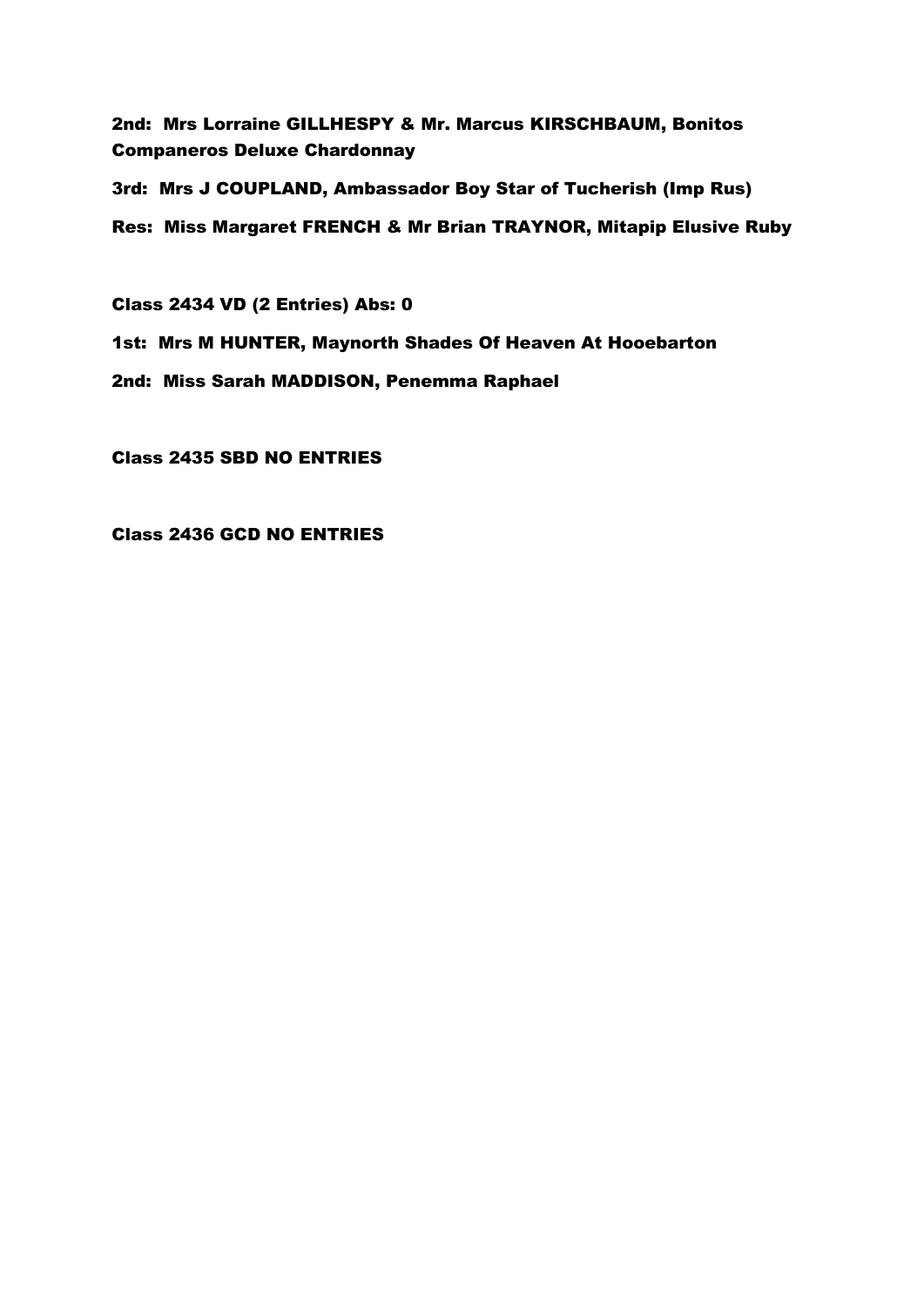**2nd: Mrs Lorraine GILLHESPY & Mr. Marcus KIRSCHBAUM, Bonitos Companeros Deluxe Chardonnay**

**3rd: Mrs J COUPLAND, Ambassador Boy Star of Tucherish (Imp Rus)**

**Res: Miss Margaret FRENCH & Mr Brian TRAYNOR, Mitapip Elusive Ruby**

**Class 2434 VD (2 Entries) Abs: 0**

**1st: Mrs M HUNTER, Maynorth Shades Of Heaven At Hooebarton**

**2nd: Miss Sarah MADDISON, Penemma Raphael**

**Class 2435 SBD NO ENTRIES**

**Class 2436 GCD NO ENTRIES**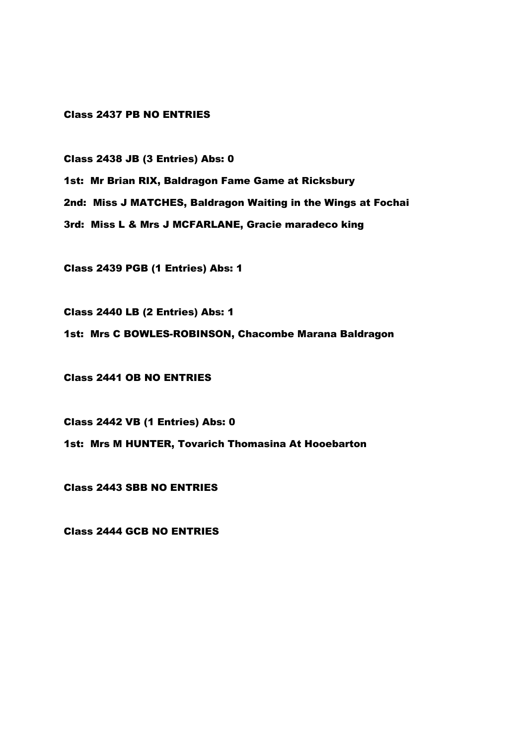**Class 2437 PB NO ENTRIES**

**Class 2438 JB (3 Entries) Abs: 0**

**1st: Mr Brian RIX, Baldragon Fame Game at Ricksbury**

**2nd: Miss J MATCHES, Baldragon Waiting in the Wings at Fochai**

**3rd: Miss L & Mrs J MCFARLANE, Gracie maradeco king**

**Class 2439 PGB (1 Entries) Abs: 1**

**Class 2440 LB (2 Entries) Abs: 1**

**1st: Mrs C BOWLES-ROBINSON, Chacombe Marana Baldragon**

**Class 2441 OB NO ENTRIES**

**Class 2442 VB (1 Entries) Abs: 0**

**1st: Mrs M HUNTER, Tovarich Thomasina At Hooebarton**

**Class 2443 SBB NO ENTRIES**

**Class 2444 GCB NO ENTRIES**